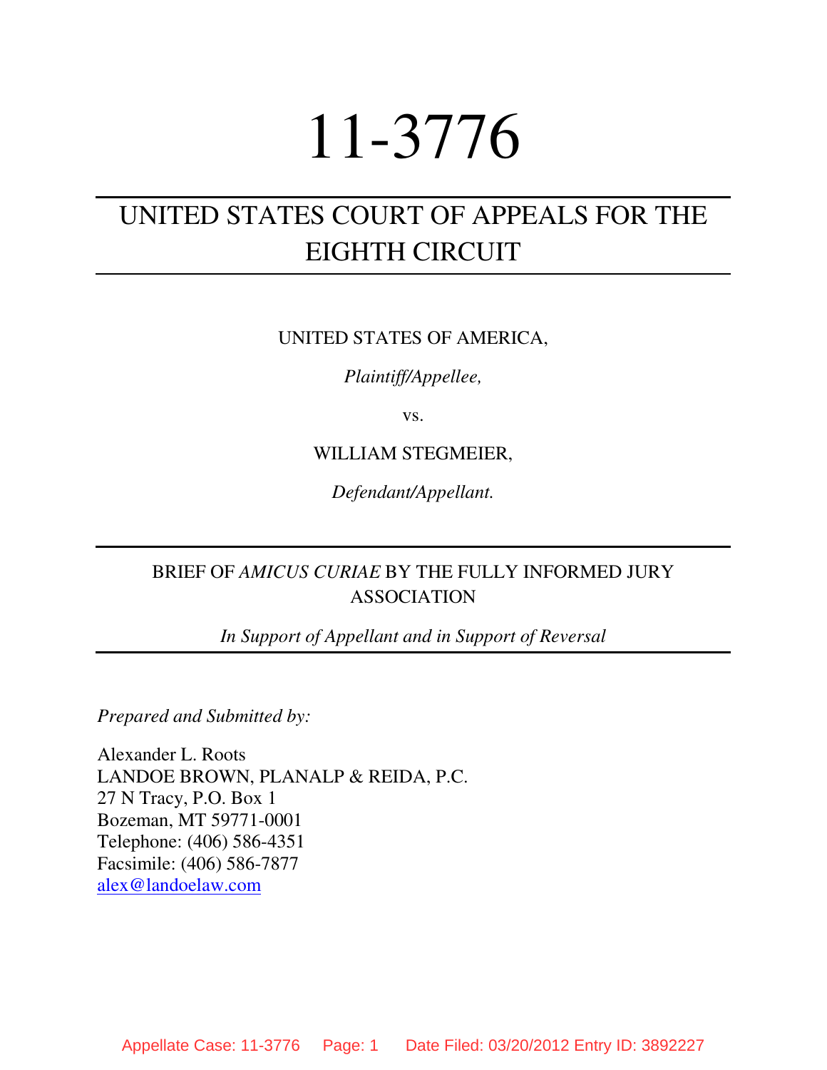# 11-3776

## UNITED STATES COURT OF APPEALS FOR THE EIGHTH CIRCUIT

UNITED STATES OF AMERICA,

*Plaintiff/Appellee,*

vs.

WILLIAM STEGMEIER,

*Defendant/Appellant.*

---

BRIEF OF *AMICUS CURIAE* BY THE FULLY INFORMED JURY ASSOCIATION

*In Support of Appellant and in Support of Reversal*

---

*Prepared and Submitted by:*

Alexander L. Roots
LANDOE BROWN, PLANALP & REIDA, P.C.
27 N Tracy, P.O. Box 1
Bozeman, MT 59771-0001
Telephone: (406) 586-4351
Facsimile: (406) 586-7877
alex@landoelaw.com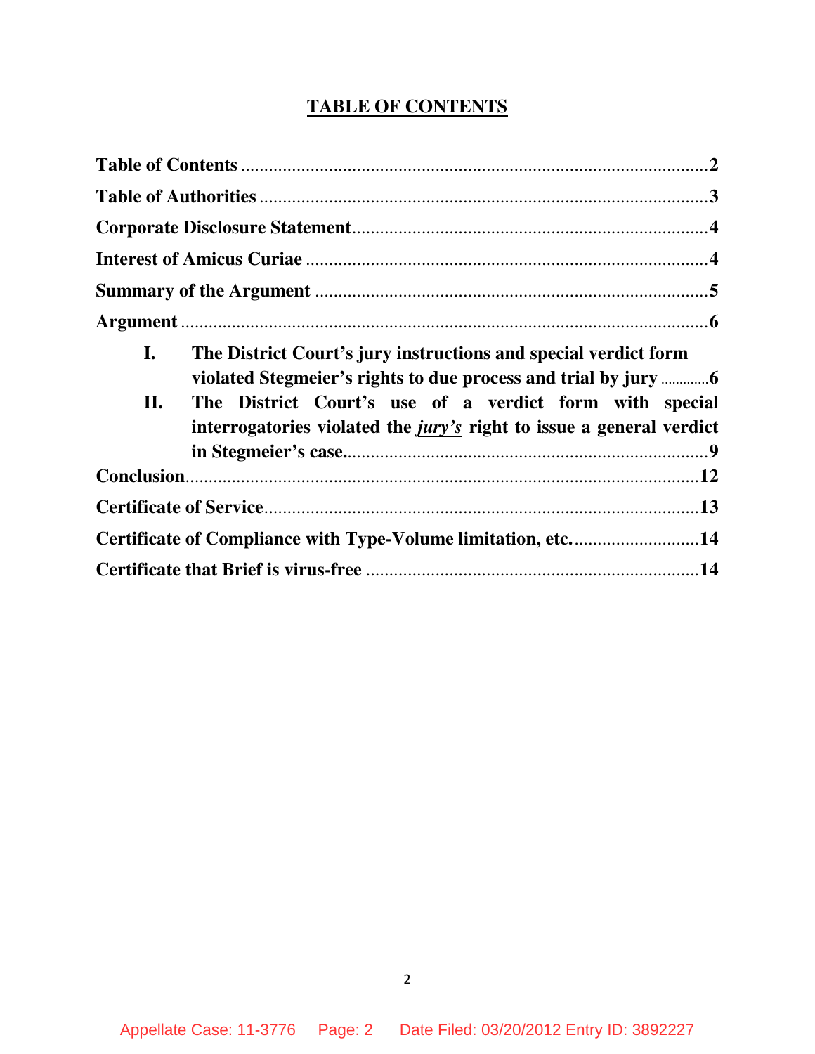# TABLE OF CONTENTS

**Table of Contents** .......................................................................................... **2**

**Table of Authorities** ....................................................................................... **3**

**Corporate Disclosure Statement** .................................................................. **4**

**Interest of Amicus Curiae** ............................................................................ **4**

**Summary of the Argument** ........................................................................... **5**

**Argument** ........................................................................................................ **6**

- **I.** **The District Court's jury instructions and special verdict form violated Stegmeier's rights to due process and trial by jury** ............**6**
- **II.** **The District Court's use of a verdict form with special interrogatories violated the *jury's* right to issue a general verdict in Stegmeier's case.**..........................................................................**9**

**Conclusion** ...................................................................................................... **12**

**Certificate of Service** .................................................................................... **13**

**Certificate of Compliance with Type-Volume limitation, etc.** ........................ **14**

**Certificate that Brief is virus-free** ................................................................. **14**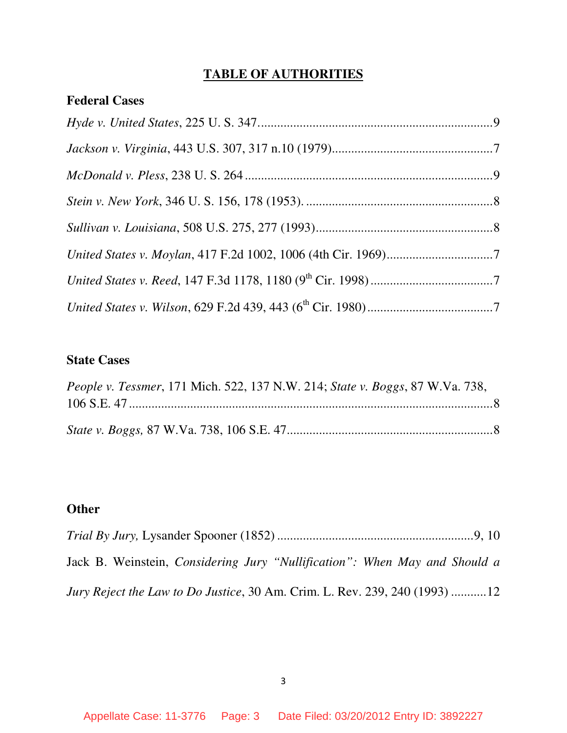# TABLE OF AUTHORITIES

## Federal Cases

*Hyde v. United States*, 225 U. S. 347 .......................................................................... 9

*Jackson v. Virginia*, 443 U.S. 307, 317 n.10 (1979) .................................................. 7

*McDonald v. Pless*, 238 U. S. 264 .............................................................................. 9

*Stein v. New York*, 346 U. S. 156, 178 (1953). .......................................................... 8

*Sullivan v. Louisiana*, 508 U.S. 275, 277 (1993) ....................................................... 8

*United States v. Moylan*, 417 F.2d 1002, 1006 (4th Cir. 1969) .................................. 7

*United States v. Reed*, 147 F.3d 1178, 1180 (9th Cir. 1998) ...................................... 7

*United States v. Wilson*, 629 F.2d 439, 443 (6th Cir. 1980) ....................................... 7

## State Cases

*People v. Tessmer*, 171 Mich. 522, 137 N.W. 214; *State v. Boggs*, 87 W.Va. 738, 106 S.E. 47 .......................................................................................................... 8

*State v. Boggs,* 87 W.Va. 738, 106 S.E. 47 ................................................................ 8

## Other

*Trial By Jury,* Lysander Spooner (1852) ............................................................. 9, 10

Jack B. Weinstein, *Considering Jury "Nullification": When May and Should a Jury Reject the Law to Do Justice*, 30 Am. Crim. L. Rev. 239, 240 (1993) ........... 12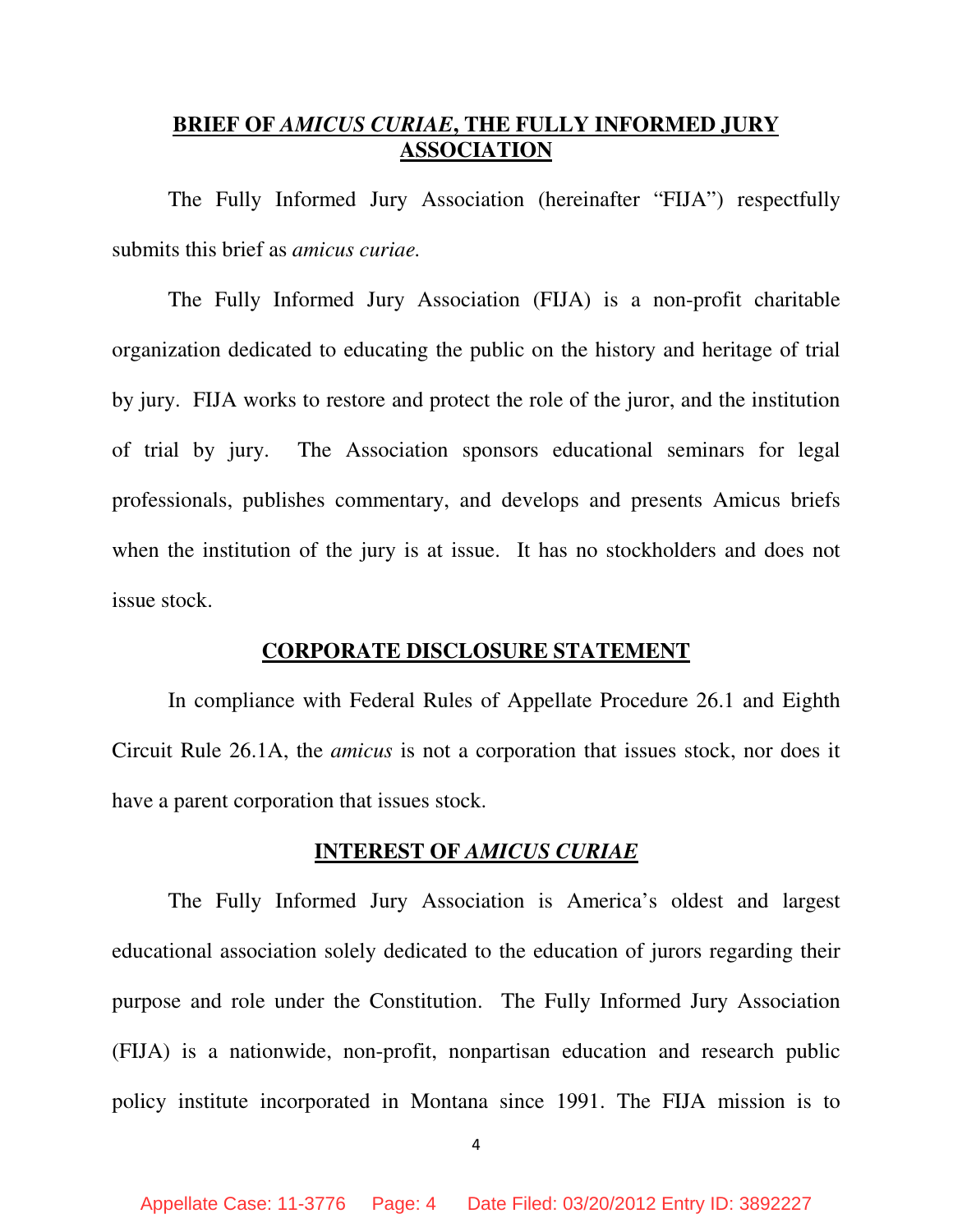## BRIEF OF *AMICUS CURIAE*, THE FULLY INFORMED JURY ASSOCIATION

The Fully Informed Jury Association (hereinafter "FIJA") respectfully submits this brief as *amicus curiae.*

The Fully Informed Jury Association (FIJA) is a non-profit charitable organization dedicated to educating the public on the history and heritage of trial by jury. FIJA works to restore and protect the role of the juror, and the institution of trial by jury. The Association sponsors educational seminars for legal professionals, publishes commentary, and develops and presents Amicus briefs when the institution of the jury is at issue. It has no stockholders and does not issue stock.

## CORPORATE DISCLOSURE STATEMENT

In compliance with Federal Rules of Appellate Procedure 26.1 and Eighth Circuit Rule 26.1A, the *amicus* is not a corporation that issues stock, nor does it have a parent corporation that issues stock.

## INTEREST OF *AMICUS CURIAE*

The Fully Informed Jury Association is America's oldest and largest educational association solely dedicated to the education of jurors regarding their purpose and role under the Constitution. The Fully Informed Jury Association (FIJA) is a nationwide, non-profit, nonpartisan education and research public policy institute incorporated in Montana since 1991. The FIJA mission is to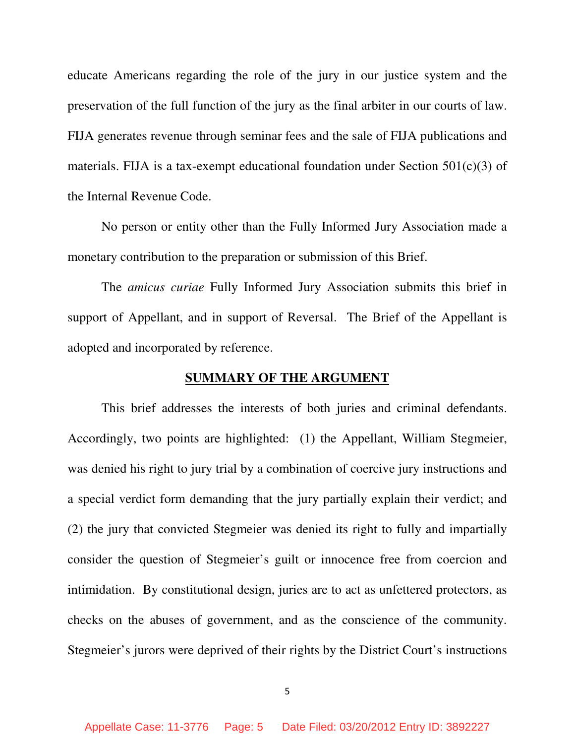educate Americans regarding the role of the jury in our justice system and the preservation of the full function of the jury as the final arbiter in our courts of law. FIJA generates revenue through seminar fees and the sale of FIJA publications and materials. FIJA is a tax-exempt educational foundation under Section 501(c)(3) of the Internal Revenue Code.

No person or entity other than the Fully Informed Jury Association made a monetary contribution to the preparation or submission of this Brief.

The *amicus curiae* Fully Informed Jury Association submits this brief in support of Appellant, and in support of Reversal. The Brief of the Appellant is adopted and incorporated by reference.

## SUMMARY OF THE ARGUMENT

This brief addresses the interests of both juries and criminal defendants. Accordingly, two points are highlighted: (1) the Appellant, William Stegmeier, was denied his right to jury trial by a combination of coercive jury instructions and a special verdict form demanding that the jury partially explain their verdict; and (2) the jury that convicted Stegmeier was denied its right to fully and impartially consider the question of Stegmeier's guilt or innocence free from coercion and intimidation. By constitutional design, juries are to act as unfettered protectors, as checks on the abuses of government, and as the conscience of the community. Stegmeier's jurors were deprived of their rights by the District Court's instructions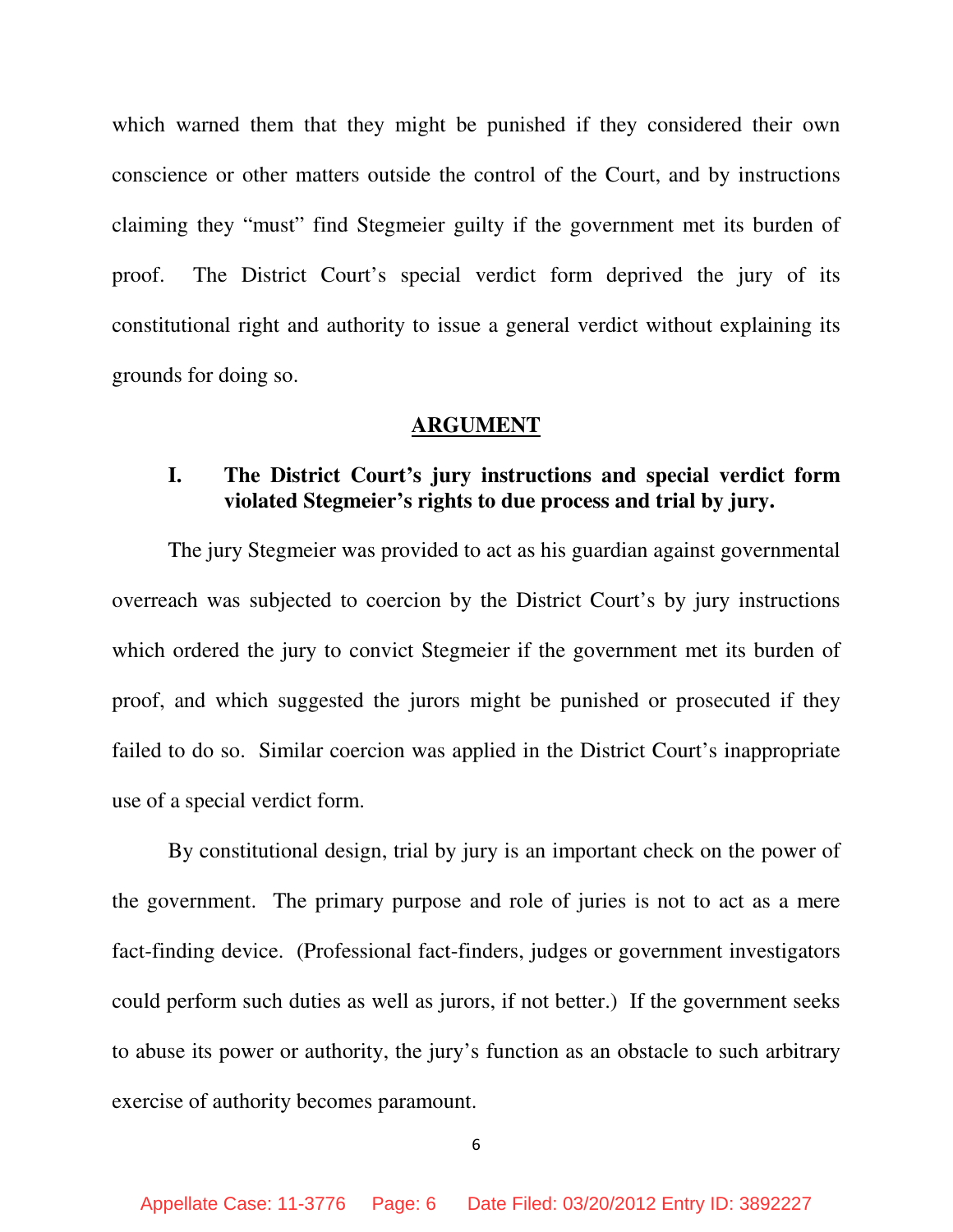which warned them that they might be punished if they considered their own conscience or other matters outside the control of the Court, and by instructions claiming they "must" find Stegmeier guilty if the government met its burden of proof. The District Court's special verdict form deprived the jury of its constitutional right and authority to issue a general verdict without explaining its grounds for doing so.

## ARGUMENT

### I. The District Court's jury instructions and special verdict form violated Stegmeier's rights to due process and trial by jury.

The jury Stegmeier was provided to act as his guardian against governmental overreach was subjected to coercion by the District Court's by jury instructions which ordered the jury to convict Stegmeier if the government met its burden of proof, and which suggested the jurors might be punished or prosecuted if they failed to do so. Similar coercion was applied in the District Court's inappropriate use of a special verdict form.

By constitutional design, trial by jury is an important check on the power of the government. The primary purpose and role of juries is not to act as a mere fact-finding device. (Professional fact-finders, judges or government investigators could perform such duties as well as jurors, if not better.) If the government seeks to abuse its power or authority, the jury's function as an obstacle to such arbitrary exercise of authority becomes paramount.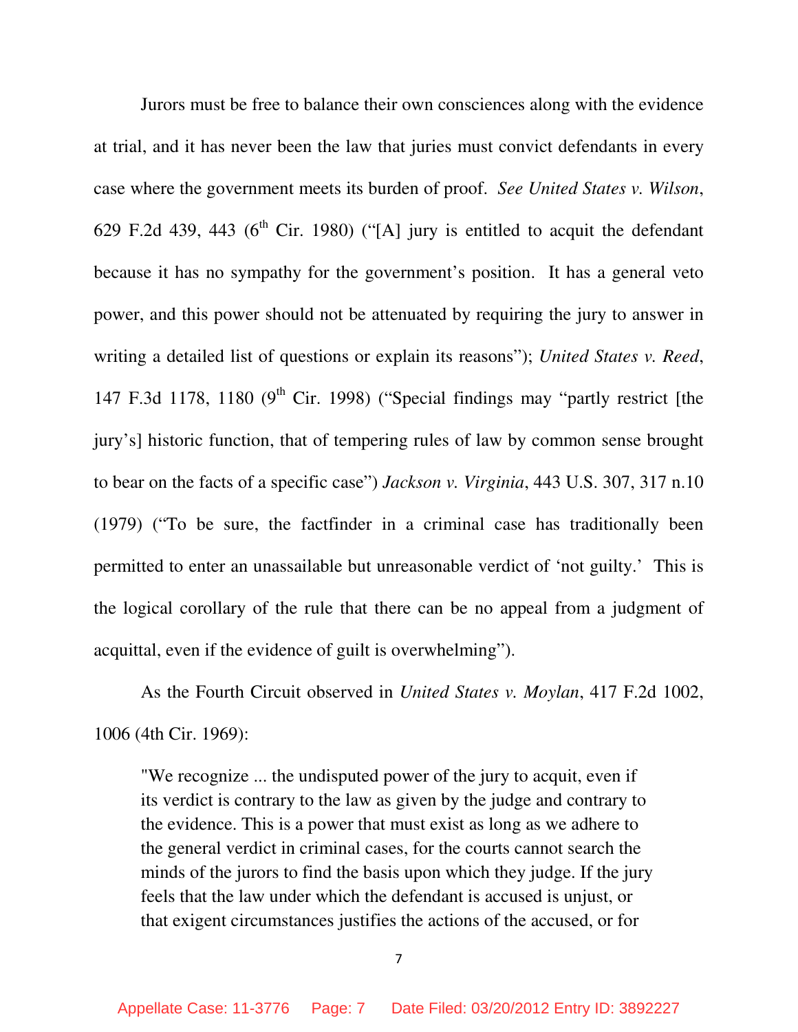Jurors must be free to balance their own consciences along with the evidence at trial, and it has never been the law that juries must convict defendants in every case where the government meets its burden of proof. *See United States v. Wilson*, 629 F.2d 439, 443 (6th Cir. 1980) ("[A] jury is entitled to acquit the defendant because it has no sympathy for the government's position. It has a general veto power, and this power should not be attenuated by requiring the jury to answer in writing a detailed list of questions or explain its reasons"); *United States v. Reed*, 147 F.3d 1178, 1180 (9th Cir. 1998) ("Special findings may "partly restrict [the jury's] historic function, that of tempering rules of law by common sense brought to bear on the facts of a specific case") *Jackson v. Virginia*, 443 U.S. 307, 317 n.10 (1979) ("To be sure, the factfinder in a criminal case has traditionally been permitted to enter an unassailable but unreasonable verdict of 'not guilty.' This is the logical corollary of the rule that there can be no appeal from a judgment of acquittal, even if the evidence of guilt is overwhelming").

As the Fourth Circuit observed in *United States v. Moylan*, 417 F.2d 1002, 1006 (4th Cir. 1969):

> "We recognize ... the undisputed power of the jury to acquit, even if its verdict is contrary to the law as given by the judge and contrary to the evidence. This is a power that must exist as long as we adhere to the general verdict in criminal cases, for the courts cannot search the minds of the jurors to find the basis upon which they judge. If the jury feels that the law under which the defendant is accused is unjust, or that exigent circumstances justifies the actions of the accused, or for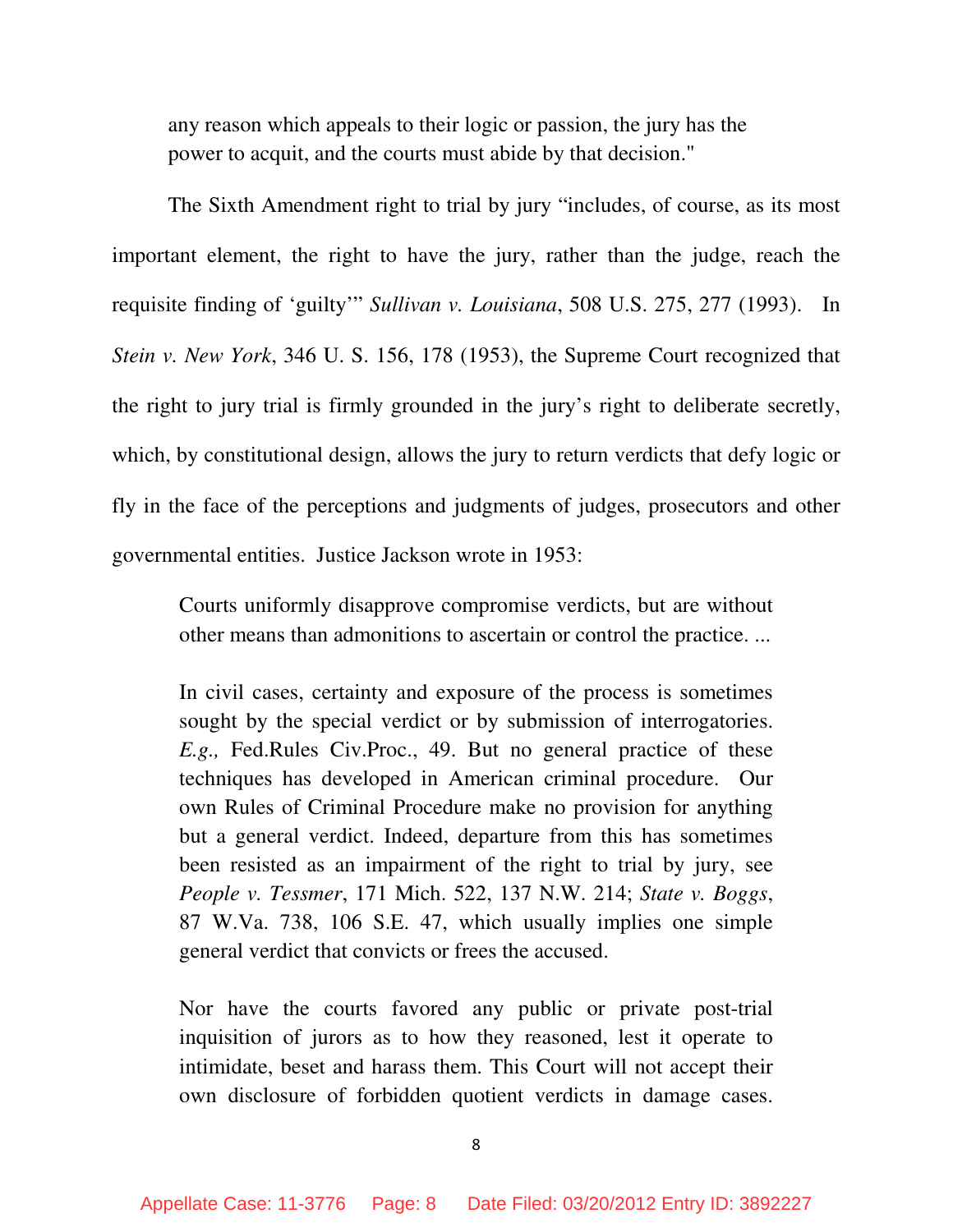> any reason which appeals to their logic or passion, the jury has the power to acquit, and the courts must abide by that decision."

The Sixth Amendment right to trial by jury "includes, of course, as its most important element, the right to have the jury, rather than the judge, reach the requisite finding of 'guilty'" *Sullivan v. Louisiana*, 508 U.S. 275, 277 (1993). In *Stein v. New York*, 346 U. S. 156, 178 (1953), the Supreme Court recognized that the right to jury trial is firmly grounded in the jury's right to deliberate secretly, which, by constitutional design, allows the jury to return verdicts that defy logic or fly in the face of the perceptions and judgments of judges, prosecutors and other governmental entities. Justice Jackson wrote in 1953:

> Courts uniformly disapprove compromise verdicts, but are without other means than admonitions to ascertain or control the practice. ...
>
> In civil cases, certainty and exposure of the process is sometimes sought by the special verdict or by submission of interrogatories. *E.g.,* Fed.Rules Civ.Proc., 49. But no general practice of these techniques has developed in American criminal procedure. Our own Rules of Criminal Procedure make no provision for anything but a general verdict. Indeed, departure from this has sometimes been resisted as an impairment of the right to trial by jury, see *People v. Tessmer*, 171 Mich. 522, 137 N.W. 214; *State v. Boggs*, 87 W.Va. 738, 106 S.E. 47, which usually implies one simple general verdict that convicts or frees the accused.
>
> Nor have the courts favored any public or private post-trial inquisition of jurors as to how they reasoned, lest it operate to intimidate, beset and harass them. This Court will not accept their own disclosure of forbidden quotient verdicts in damage cases.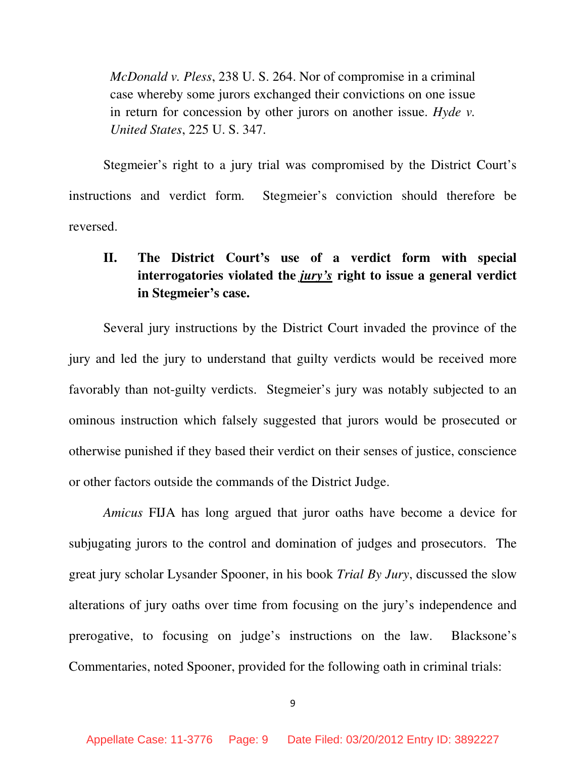*McDonald v. Pless*, 238 U. S. 264. Nor of compromise in a criminal case whereby some jurors exchanged their convictions on one issue in return for concession by other jurors on another issue. *Hyde v. United States*, 225 U. S. 347.

Stegmeier's right to a jury trial was compromised by the District Court's instructions and verdict form. Stegmeier's conviction should therefore be reversed.

## II. The District Court's use of a verdict form with special interrogatories violated the ***jury's*** right to issue a general verdict in Stegmeier's case.

Several jury instructions by the District Court invaded the province of the jury and led the jury to understand that guilty verdicts would be received more favorably than not-guilty verdicts. Stegmeier's jury was notably subjected to an ominous instruction which falsely suggested that jurors would be prosecuted or otherwise punished if they based their verdict on their senses of justice, conscience or other factors outside the commands of the District Judge.

*Amicus* FIJA has long argued that juror oaths have become a device for subjugating jurors to the control and domination of judges and prosecutors. The great jury scholar Lysander Spooner, in his book *Trial By Jury*, discussed the slow alterations of jury oaths over time from focusing on the jury's independence and prerogative, to focusing on judge's instructions on the law. Blacksone's Commentaries, noted Spooner, provided for the following oath in criminal trials: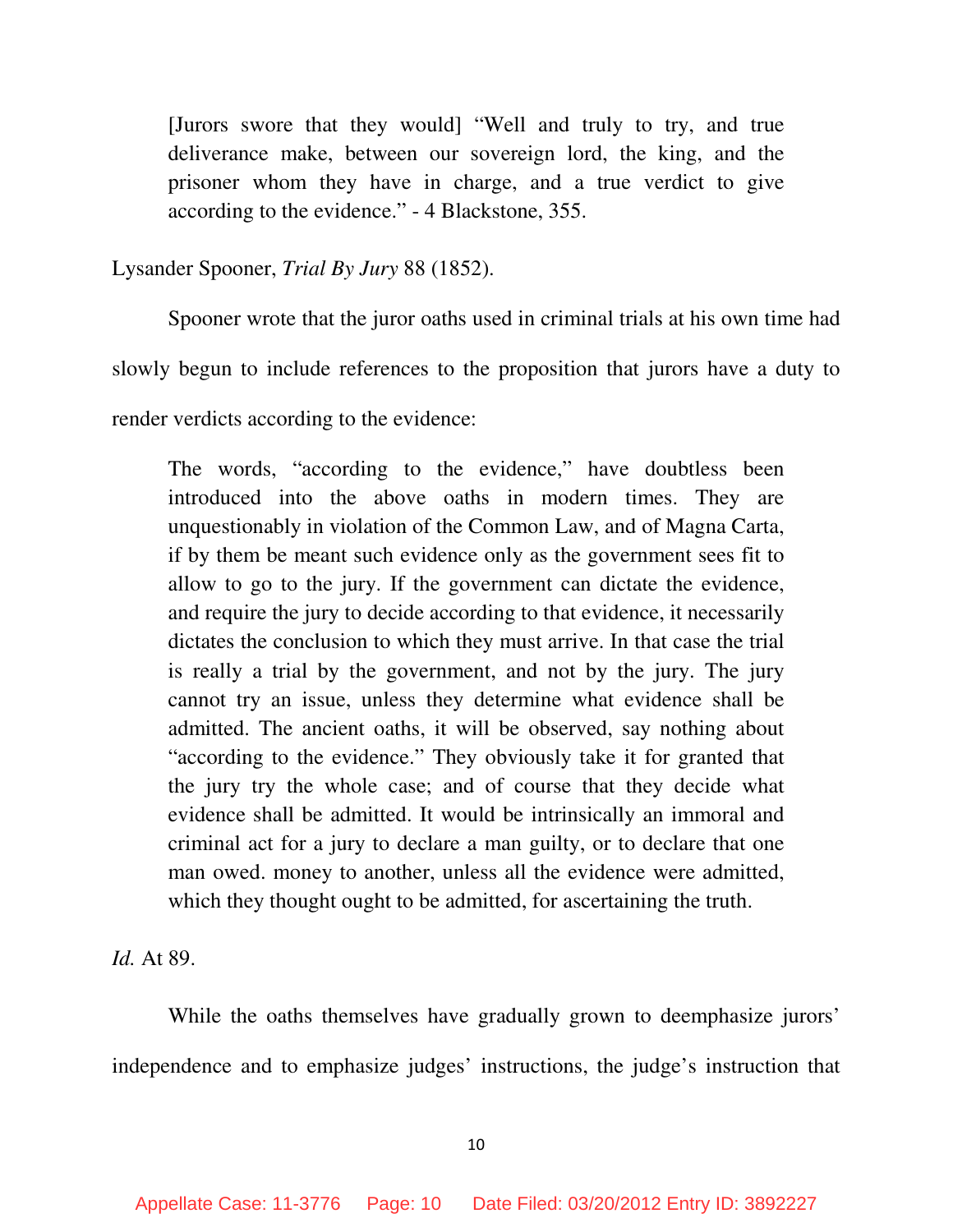> [Jurors swore that they would] "Well and truly to try, and true deliverance make, between our sovereign lord, the king, and the prisoner whom they have in charge, and a true verdict to give according to the evidence." - 4 Blackstone, 355.

Lysander Spooner, *Trial By Jury* 88 (1852).

Spooner wrote that the juror oaths used in criminal trials at his own time had slowly begun to include references to the proposition that jurors have a duty to render verdicts according to the evidence:

> The words, "according to the evidence," have doubtless been introduced into the above oaths in modern times. They are unquestionably in violation of the Common Law, and of Magna Carta, if by them be meant such evidence only as the government sees fit to allow to go to the jury. If the government can dictate the evidence, and require the jury to decide according to that evidence, it necessarily dictates the conclusion to which they must arrive. In that case the trial is really a trial by the government, and not by the jury. The jury cannot try an issue, unless they determine what evidence shall be admitted. The ancient oaths, it will be observed, say nothing about "according to the evidence." They obviously take it for granted that the jury try the whole case; and of course that they decide what evidence shall be admitted. It would be intrinsically an immoral and criminal act for a jury to declare a man guilty, or to declare that one man owed. money to another, unless all the evidence were admitted, which they thought ought to be admitted, for ascertaining the truth.

*Id.* At 89.

While the oaths themselves have gradually grown to deemphasize jurors' independence and to emphasize judges' instructions, the judge's instruction that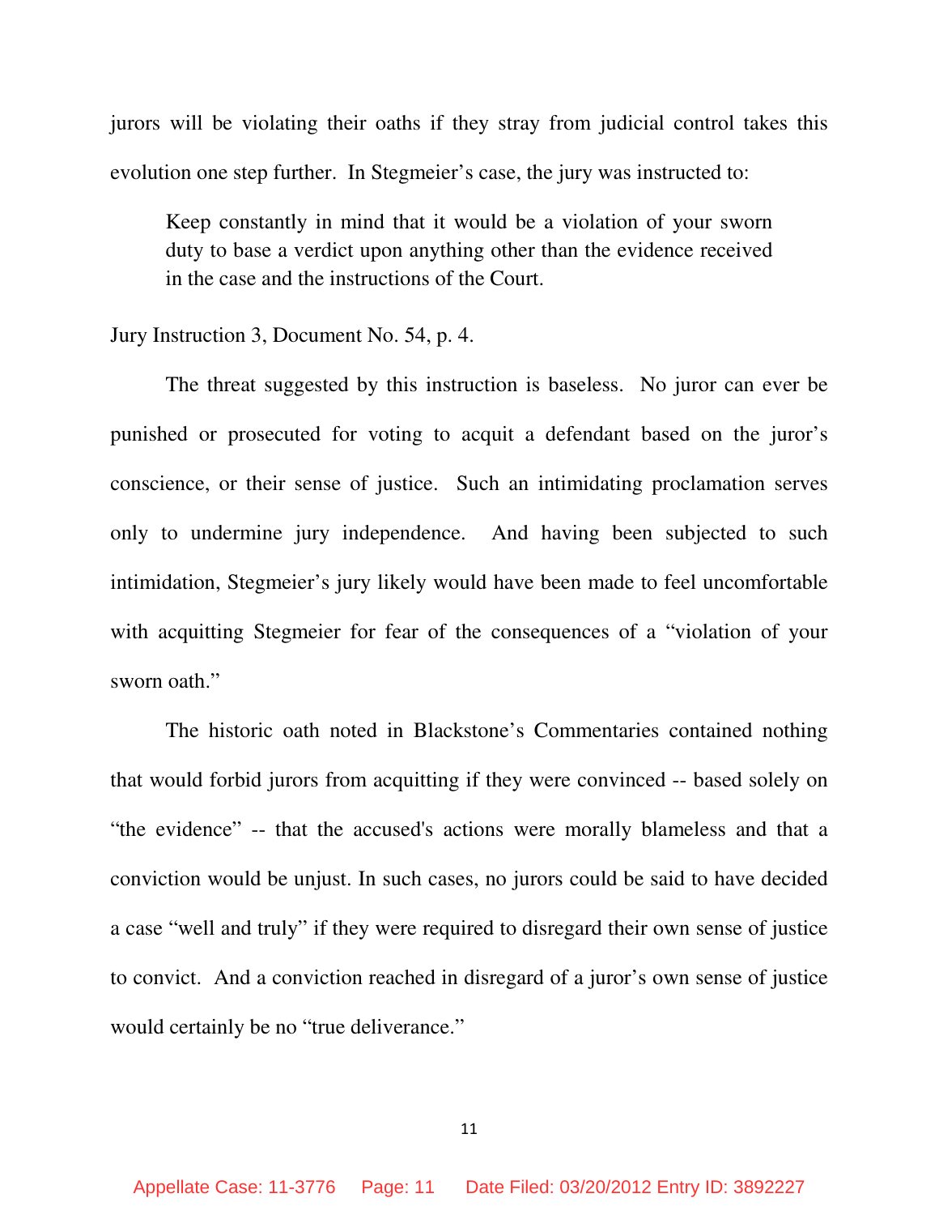jurors will be violating their oaths if they stray from judicial control takes this evolution one step further. In Stegmeier's case, the jury was instructed to:

> Keep constantly in mind that it would be a violation of your sworn duty to base a verdict upon anything other than the evidence received in the case and the instructions of the Court.

Jury Instruction 3, Document No. 54, p. 4.

The threat suggested by this instruction is baseless. No juror can ever be punished or prosecuted for voting to acquit a defendant based on the juror's conscience, or their sense of justice. Such an intimidating proclamation serves only to undermine jury independence. And having been subjected to such intimidation, Stegmeier's jury likely would have been made to feel uncomfortable with acquitting Stegmeier for fear of the consequences of a "violation of your sworn oath."

The historic oath noted in Blackstone's Commentaries contained nothing that would forbid jurors from acquitting if they were convinced -- based solely on "the evidence" -- that the accused's actions were morally blameless and that a conviction would be unjust. In such cases, no jurors could be said to have decided a case "well and truly" if they were required to disregard their own sense of justice to convict. And a conviction reached in disregard of a juror's own sense of justice would certainly be no "true deliverance."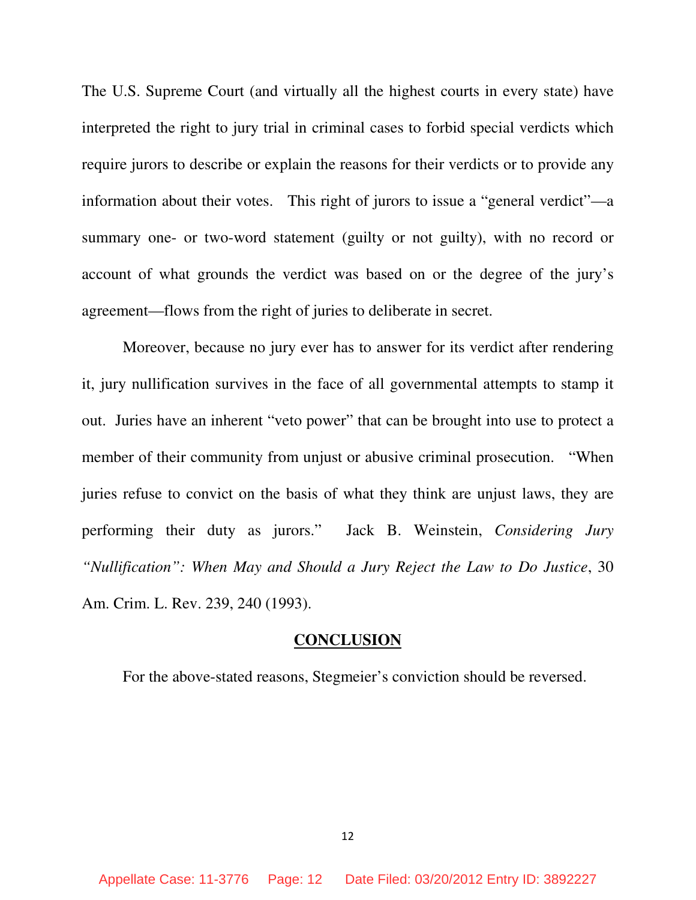The U.S. Supreme Court (and virtually all the highest courts in every state) have interpreted the right to jury trial in criminal cases to forbid special verdicts which require jurors to describe or explain the reasons for their verdicts or to provide any information about their votes. This right of jurors to issue a "general verdict"—a summary one- or two-word statement (guilty or not guilty), with no record or account of what grounds the verdict was based on or the degree of the jury's agreement—flows from the right of juries to deliberate in secret.

Moreover, because no jury ever has to answer for its verdict after rendering it, jury nullification survives in the face of all governmental attempts to stamp it out. Juries have an inherent "veto power" that can be brought into use to protect a member of their community from unjust or abusive criminal prosecution. "When juries refuse to convict on the basis of what they think are unjust laws, they are performing their duty as jurors." Jack B. Weinstein, *Considering Jury "Nullification": When May and Should a Jury Reject the Law to Do Justice*, 30 Am. Crim. L. Rev. 239, 240 (1993).

## CONCLUSION

For the above-stated reasons, Stegmeier's conviction should be reversed.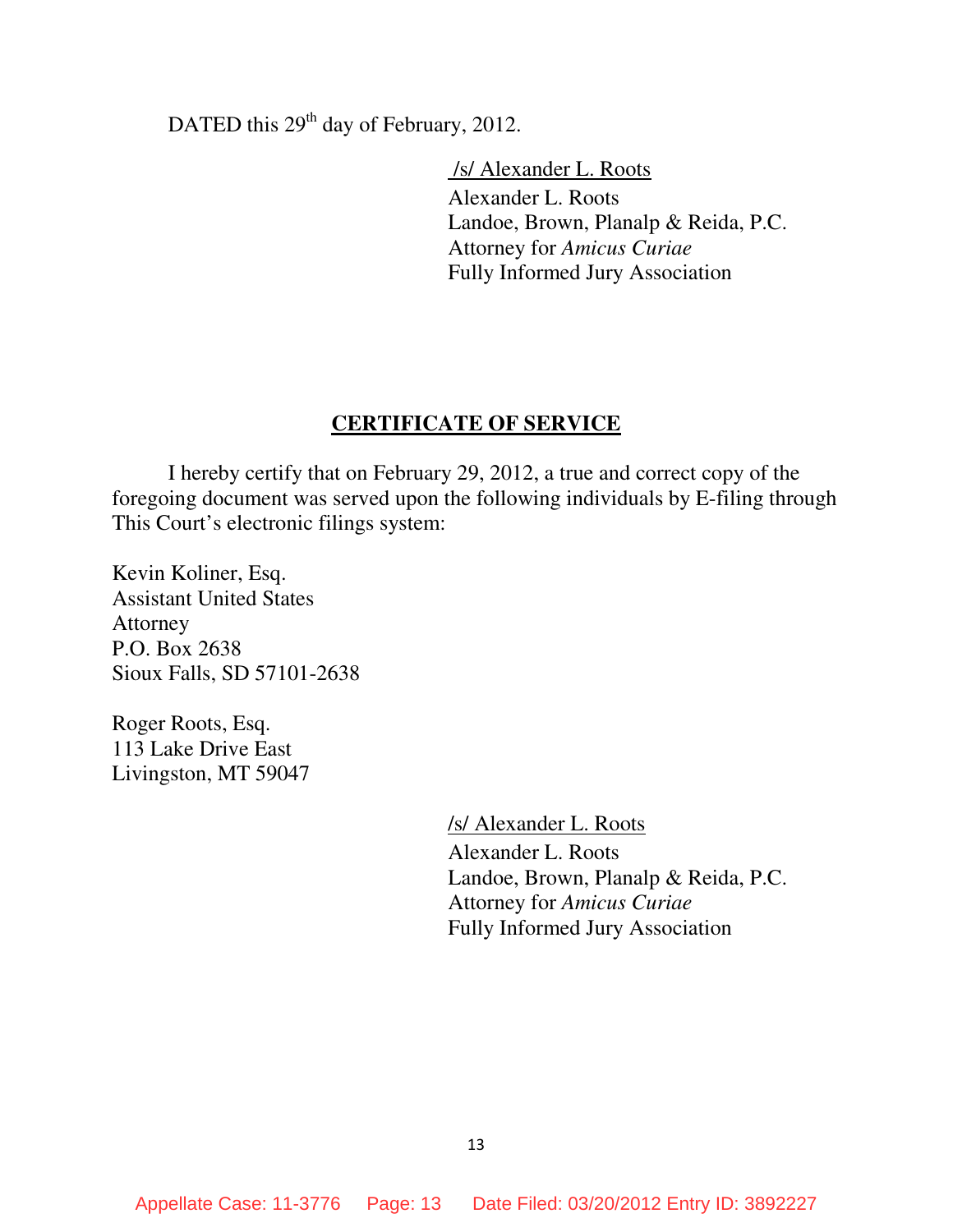DATED this 29th day of February, 2012.

/s/ Alexander L. Roots
Alexander L. Roots
Landoe, Brown, Planalp & Reida, P.C.
Attorney for *Amicus Curiae*
Fully Informed Jury Association

## CERTIFICATE OF SERVICE

I hereby certify that on February 29, 2012, a true and correct copy of the foregoing document was served upon the following individuals by E-filing through This Court's electronic filings system:

Kevin Koliner, Esq.
Assistant United States
Attorney
P.O. Box 2638
Sioux Falls, SD 57101-2638

Roger Roots, Esq.
113 Lake Drive East
Livingston, MT 59047

/s/ Alexander L. Roots
Alexander L. Roots
Landoe, Brown, Planalp & Reida, P.C.
Attorney for *Amicus Curiae*
Fully Informed Jury Association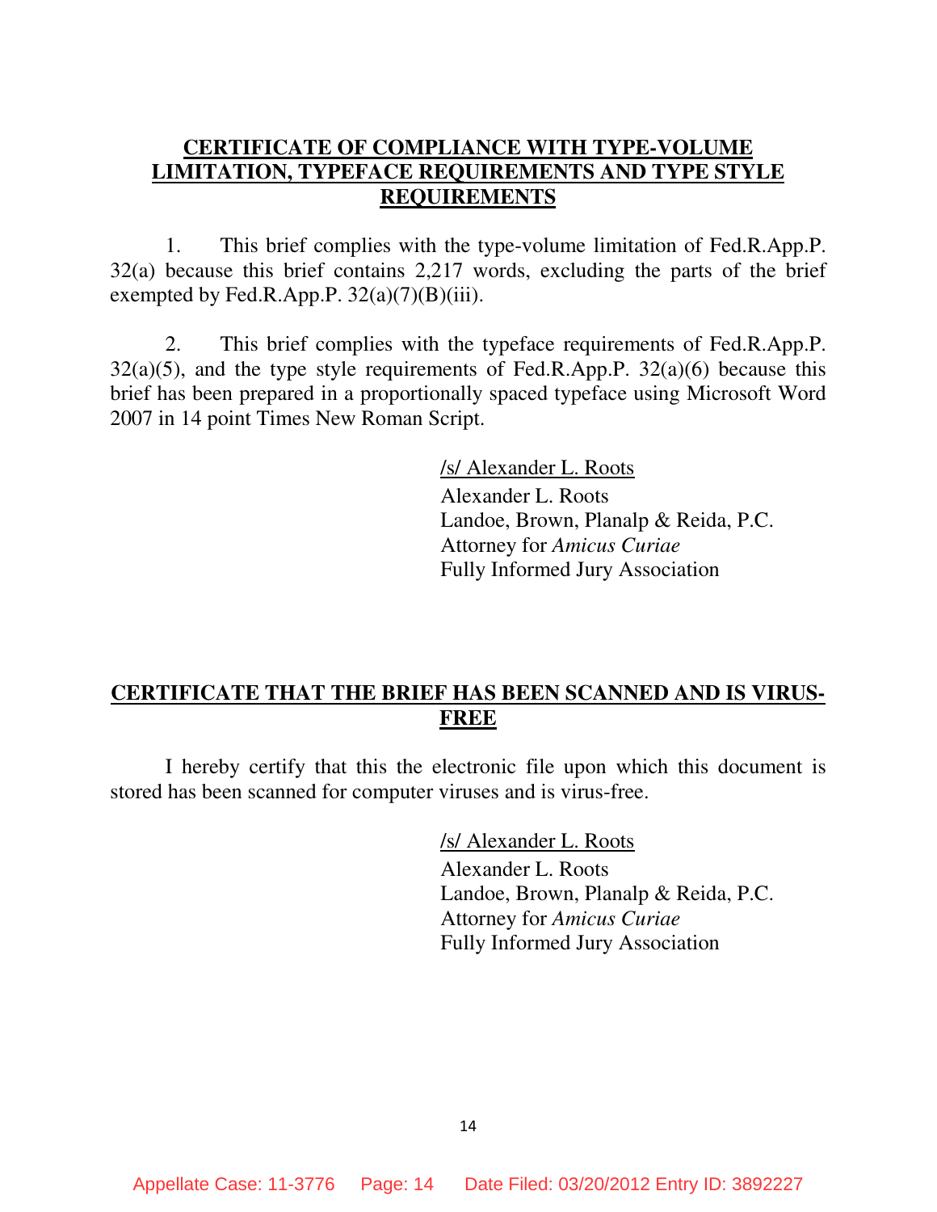## CERTIFICATE OF COMPLIANCE WITH TYPE-VOLUME LIMITATION, TYPEFACE REQUIREMENTS AND TYPE STYLE REQUIREMENTS

1. This brief complies with the type-volume limitation of Fed.R.App.P. 32(a) because this brief contains 2,217 words, excluding the parts of the brief exempted by Fed.R.App.P. 32(a)(7)(B)(iii).

2. This brief complies with the typeface requirements of Fed.R.App.P. 32(a)(5), and the type style requirements of Fed.R.App.P. 32(a)(6) because this brief has been prepared in a proportionally spaced typeface using Microsoft Word 2007 in 14 point Times New Roman Script.

/s/ Alexander L. Roots
Alexander L. Roots
Landoe, Brown, Planalp & Reida, P.C.
Attorney for *Amicus Curiae*
Fully Informed Jury Association

## CERTIFICATE THAT THE BRIEF HAS BEEN SCANNED AND IS VIRUS-FREE

I hereby certify that this the electronic file upon which this document is stored has been scanned for computer viruses and is virus-free.

/s/ Alexander L. Roots
Alexander L. Roots
Landoe, Brown, Planalp & Reida, P.C.
Attorney for *Amicus Curiae*
Fully Informed Jury Association